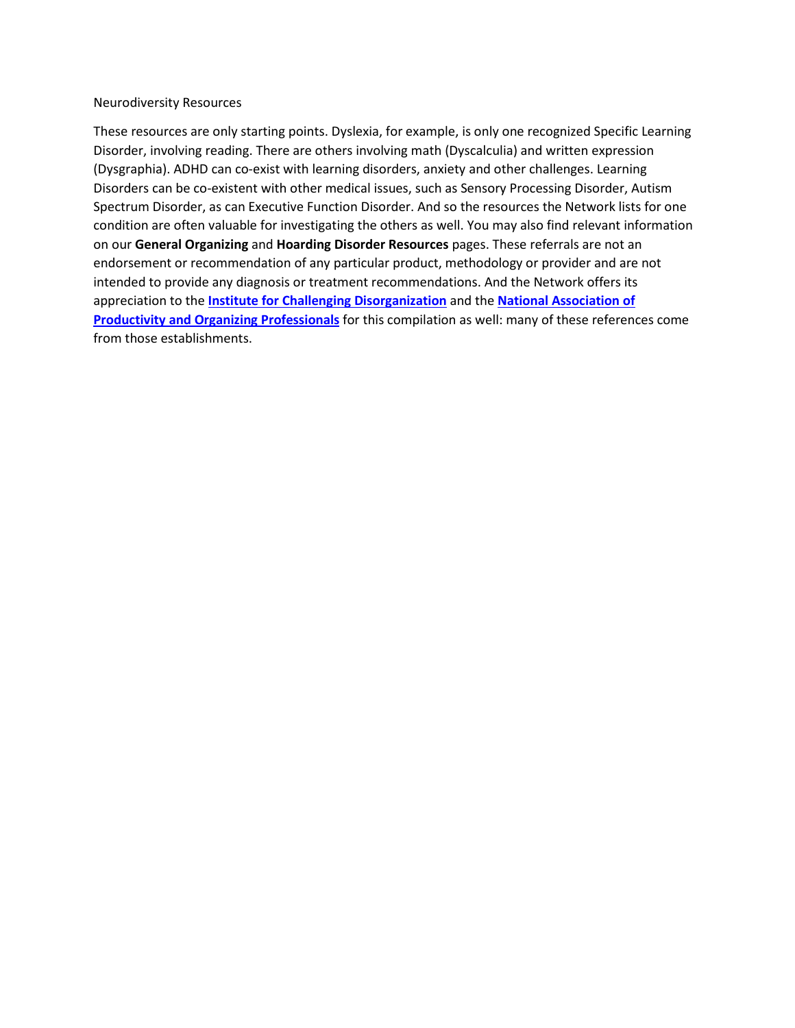# Neurodiversity Resources

These resources are only starting points. Dyslexia, for example, is only one recognized Specific Learning Disorder, involving reading. There are others involving math (Dyscalculia) and written expression (Dysgraphia). ADHD can co-exist with learning disorders, anxiety and other challenges. Learning Disorders can be co-existent with other medical issues, such as Sensory Processing Disorder, Autism Spectrum Disorder, as can Executive Function Disorder. And so the resources the Network lists for one condition are often valuable for investigating the others as well. You may also find relevant information on our **General Organizing** and **Hoarding Disorder Resources** pages. These referrals are not an endorsement or recommendation of any particular product, methodology or provider and are not intended to provide any diagnosis or treatment recommendations. And the Network offers its appreciation to the **Institute for Challenging Disorganization** and the **National Association of Productivity and Organizing Professionals** for this compilation as well: many of these references come from those establishments.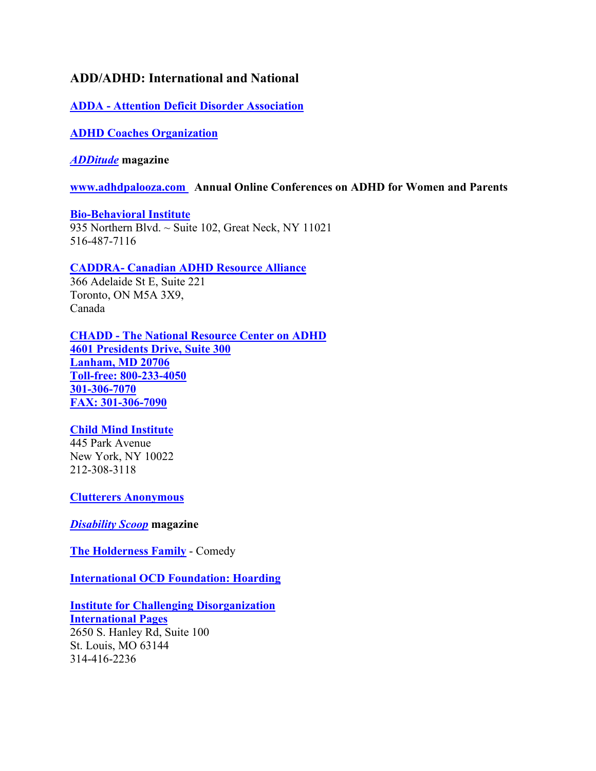## ADD/ADHD: International and National

**ADDA - Attention Deficit Disorder Association**

**ADHD Coaches Organization**

***ADDitude* magazine**

**www.adhdpalooza.com Annual Online Conferences on ADHD for Women and Parents**

**Bio-Behavioral Institute**
935 Northern Blvd. ~ Suite 102, Great Neck, NY 11021
516-487-7116

**CADDRA- Canadian ADHD Resource Alliance**
366 Adelaide St E, Suite 221
Toronto, ON M5A 3X9,
Canada

**CHADD - The National Resource Center on ADHD**
**4601 Presidents Drive, Suite 300**
**Lanham, MD 20706**
**Toll-free: 800-233-4050**
**301-306-7070**
**FAX: 301-306-7090**

**Child Mind Institute**
445 Park Avenue
New York, NY 10022
212-308-3118

**Clutterers Anonymous**

***Disability Scoop* magazine**

**The Holderness Family** - Comedy

**International OCD Foundation: Hoarding**

**Institute for Challenging Disorganization**
**International Pages**
2650 S. Hanley Rd, Suite 100
St. Louis, MO 63144
314-416-2236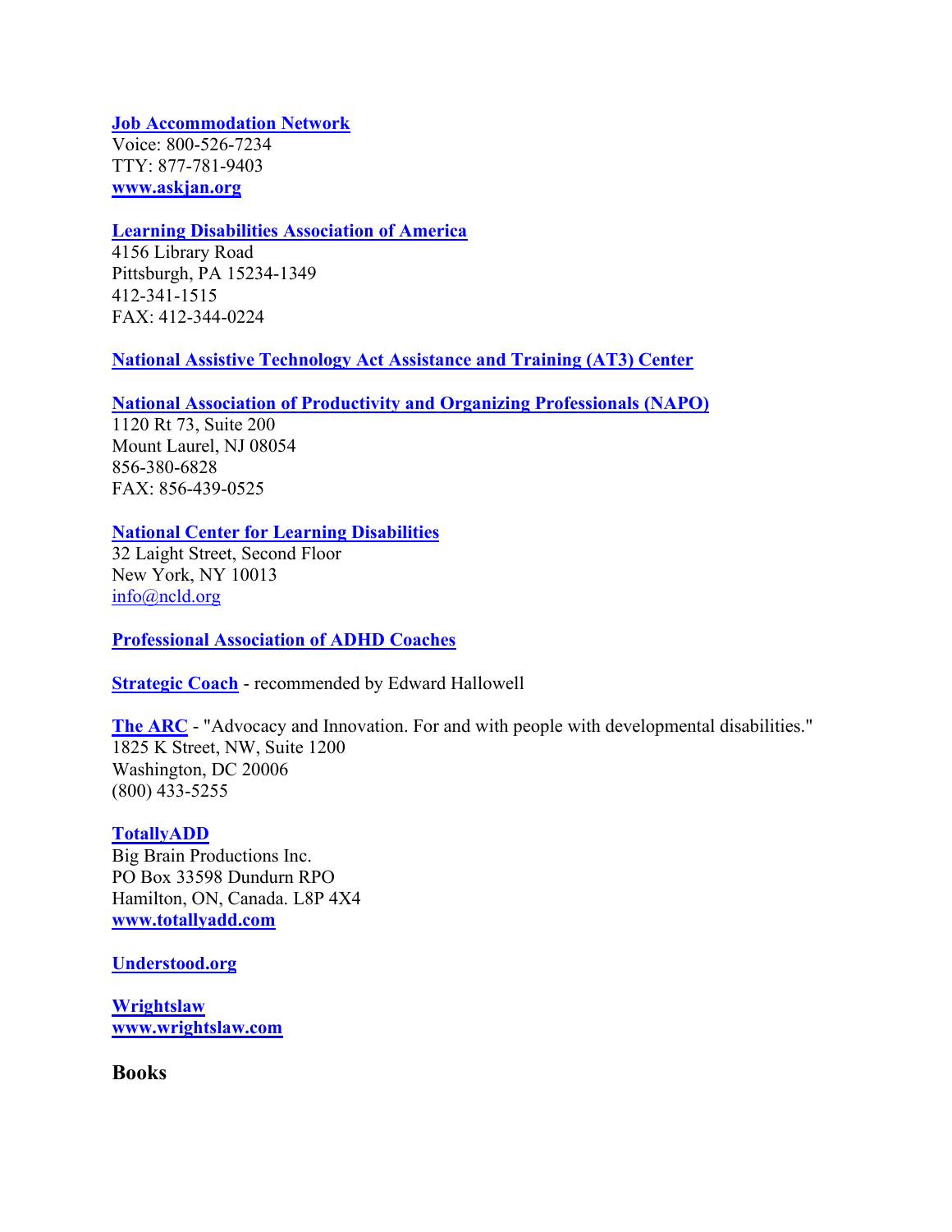**Job Accommodation Network**
Voice: 800-526-7234
TTY: 877-781-9403
**www.askjan.org**

**Learning Disabilities Association of America**
4156 Library Road
Pittsburgh, PA 15234-1349
412-341-1515
FAX: 412-344-0224

**National Assistive Technology Act Assistance and Training (AT3) Center**

**National Association of Productivity and Organizing Professionals (NAPO)**
1120 Rt 73, Suite 200
Mount Laurel, NJ 08054
856-380-6828
FAX: 856-439-0525

**National Center for Learning Disabilities**
32 Laight Street, Second Floor
New York, NY 10013
info@ncld.org

**Professional Association of ADHD Coaches**

**Strategic Coach** - recommended by Edward Hallowell

**The ARC** - "Advocacy and Innovation. For and with people with developmental disabilities."
1825 K Street, NW, Suite 1200
Washington, DC 20006
(800) 433-5255

**TotallyADD**
Big Brain Productions Inc.
PO Box 33598 Dundurn RPO
Hamilton, ON, Canada. L8P 4X4
**www.totallyadd.com**

**Understood.org**

**Wrightslaw**
**www.wrightslaw.com**

## Books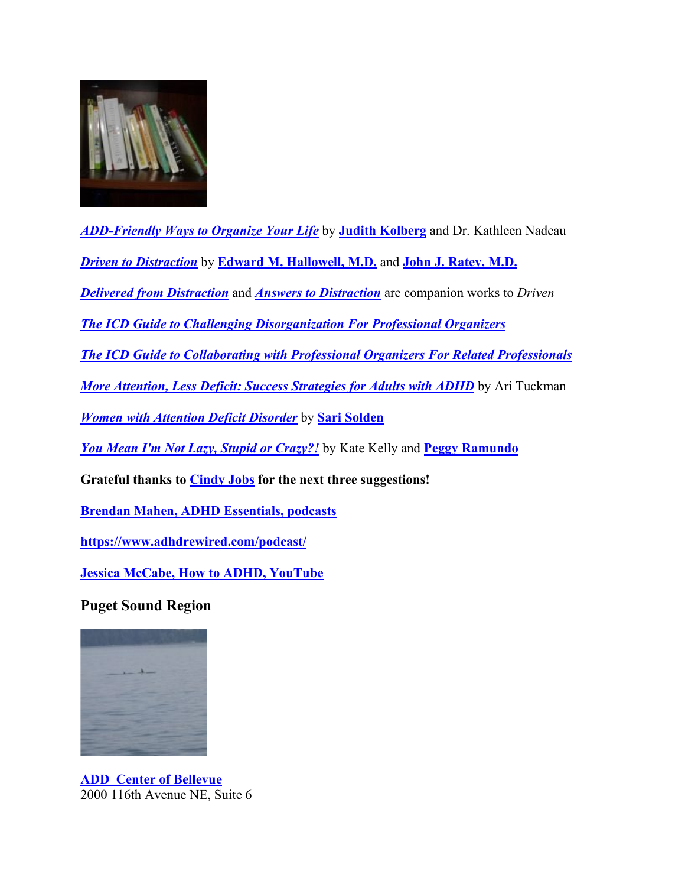***ADD-Friendly Ways to Organize Your Life*** by **Judith Kolberg** and Dr. Kathleen Nadeau

***Driven to Distraction*** by **Edward M. Hallowell, M.D.** and **John J. Ratey, M.D.**

***Delivered from Distraction*** and ***Answers to Distraction*** are companion works to *Driven*

***The ICD Guide to Challenging Disorganization For Professional Organizers***

***The ICD Guide to Collaborating with Professional Organizers For Related Professionals***

***More Attention, Less Deficit: Success Strategies for Adults with ADHD*** by Ari Tuckman

***Women with Attention Deficit Disorder*** by **Sari Solden**

***You Mean I'm Not Lazy, Stupid or Crazy?!*** by Kate Kelly and **Peggy Ramundo**

**Grateful thanks to Cindy Jobs for the next three suggestions!**

**Brendan Mahen, ADHD Essentials, podcasts**

**https://www.adhdrewired.com/podcast/**

**Jessica McCabe, How to ADHD, YouTube**

### Puget Sound Region

**ADD Center of Bellevue**
2000 116th Avenue NE, Suite 6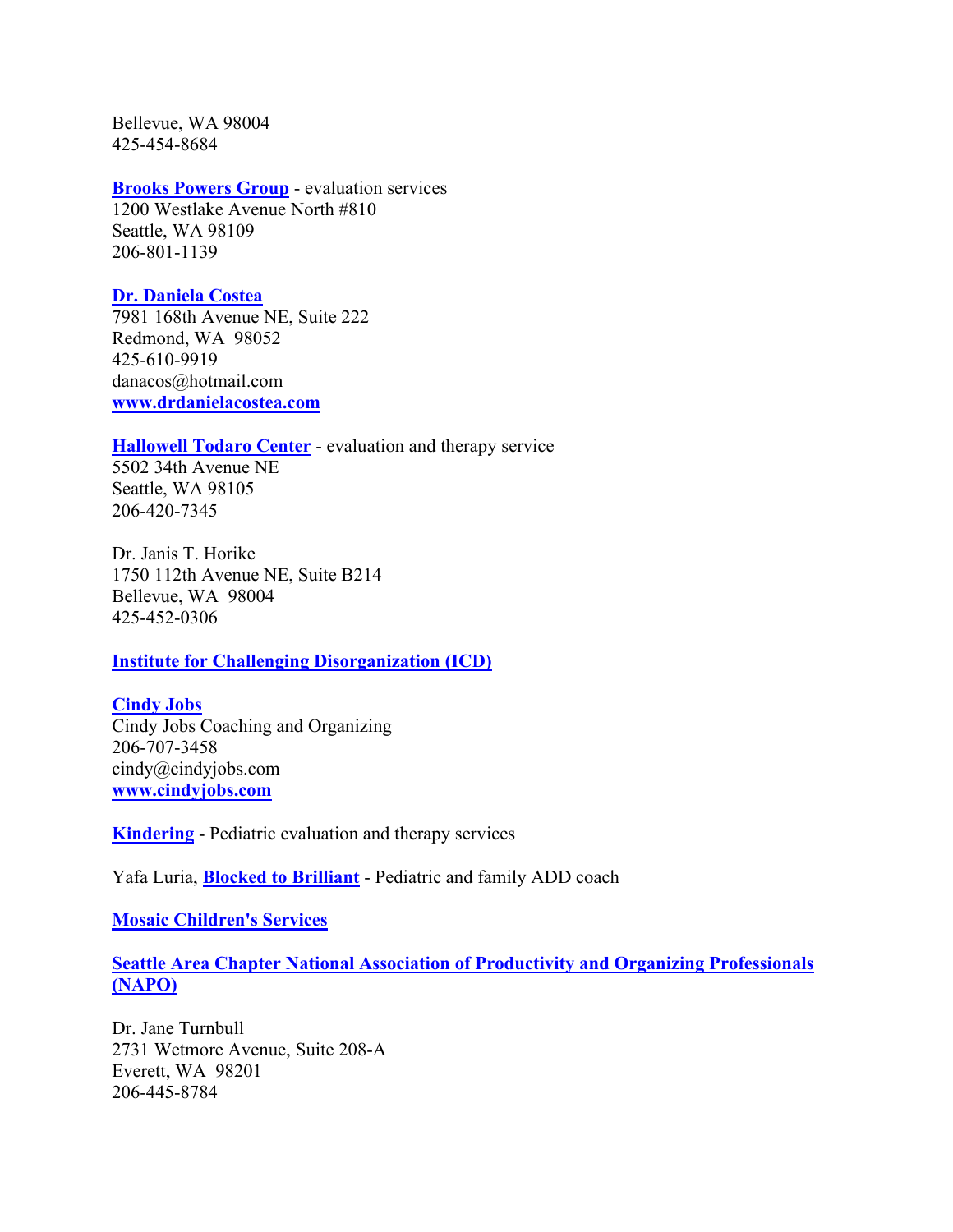Bellevue, WA 98004
425-454-8684

**Brooks Powers Group** - evaluation services
1200 Westlake Avenue North #810
Seattle, WA 98109
206-801-1139

**Dr. Daniela Costea**
7981 168th Avenue NE, Suite 222
Redmond, WA 98052
425-610-9919
danacos@hotmail.com
**www.drdanielacostea.com**

**Hallowell Todaro Center** - evaluation and therapy service
5502 34th Avenue NE
Seattle, WA 98105
206-420-7345

Dr. Janis T. Horike
1750 112th Avenue NE, Suite B214
Bellevue, WA 98004
425-452-0306

**Institute for Challenging Disorganization (ICD)**

**Cindy Jobs**
Cindy Jobs Coaching and Organizing
206-707-3458
cindy@cindyjobs.com
**www.cindyjobs.com**

**Kindering** - Pediatric evaluation and therapy services

Yafa Luria, **Blocked to Brilliant** - Pediatric and family ADD coach

**Mosaic Children's Services**

**Seattle Area Chapter National Association of Productivity and Organizing Professionals (NAPO)**

Dr. Jane Turnbull
2731 Wetmore Avenue, Suite 208-A
Everett, WA 98201
206-445-8784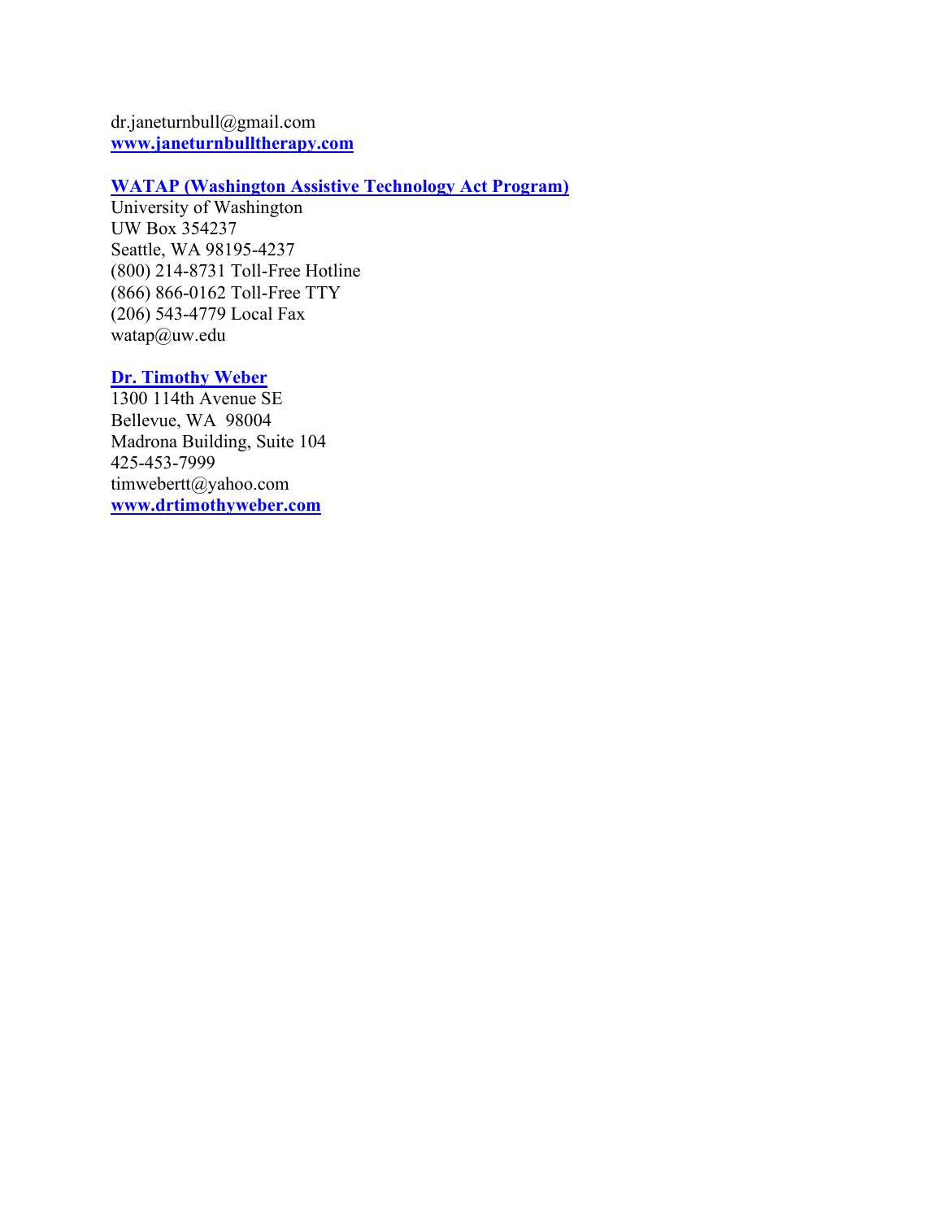dr.janeturnbull@gmail.com
**www.janeturnbulltherapy.com**

**WATAP (Washington Assistive Technology Act Program)**
University of Washington
UW Box 354237
Seattle, WA 98195-4237
(800) 214-8731 Toll-Free Hotline
(866) 866-0162 Toll-Free TTY
(206) 543-4779 Local Fax
watap@uw.edu

**Dr. Timothy Weber**
1300 114th Avenue SE
Bellevue, WA 98004
Madrona Building, Suite 104
425-453-7999
timwebertt@yahoo.com
**www.drtimothyweber.com**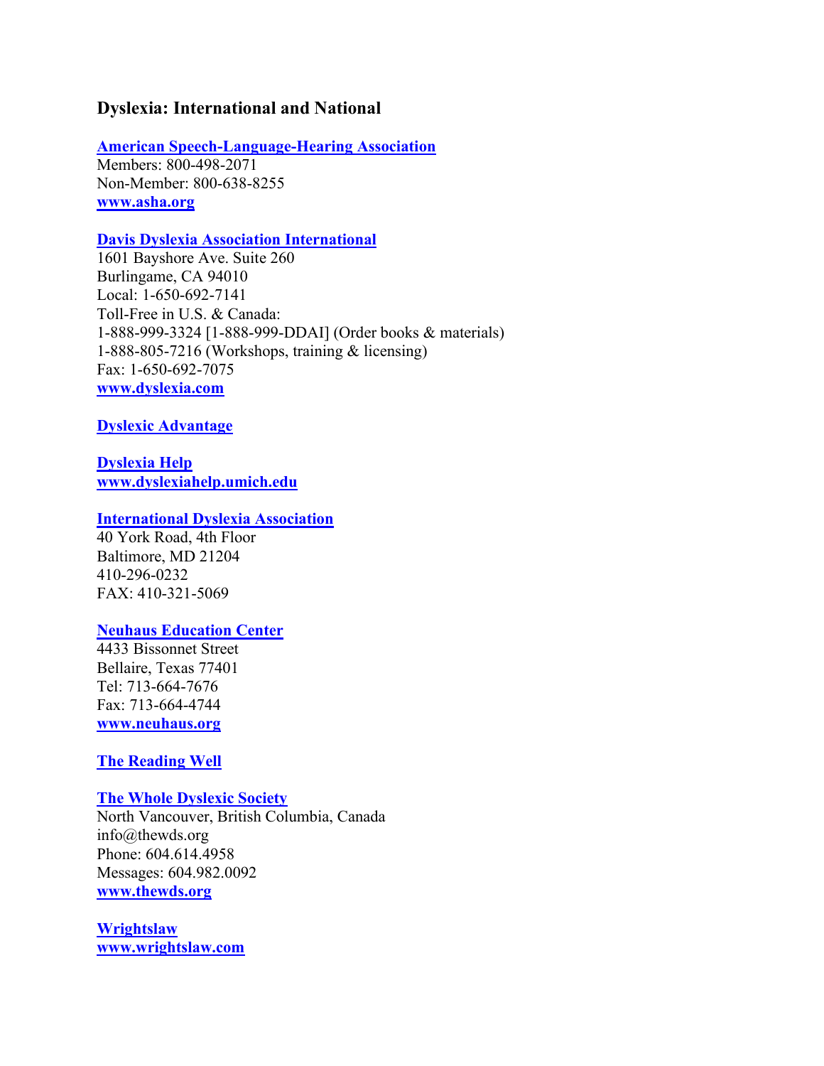## Dyslexia: International and National

**American Speech-Language-Hearing Association**
Members: 800-498-2071
Non-Member: 800-638-8255
**www.asha.org**

**Davis Dyslexia Association International**
1601 Bayshore Ave. Suite 260
Burlingame, CA 94010
Local: 1-650-692-7141
Toll-Free in U.S. & Canada:
1-888-999-3324 [1-888-999-DDAI] (Order books & materials)
1-888-805-7216 (Workshops, training & licensing)
Fax: 1-650-692-7075
**www.dyslexia.com**

**Dyslexic Advantage**

**Dyslexia Help**
**www.dyslexiahelp.umich.edu**

**International Dyslexia Association**
40 York Road, 4th Floor
Baltimore, MD 21204
410-296-0232
FAX: 410-321-5069

**Neuhaus Education Center**
4433 Bissonnet Street
Bellaire, Texas 77401
Tel: 713-664-7676
Fax: 713-664-4744
**www.neuhaus.org**

**The Reading Well**

**The Whole Dyslexic Society**
North Vancouver, British Columbia, Canada
info@thewds.org
Phone: 604.614.4958
Messages: 604.982.0092
**www.thewds.org**

**Wrightslaw**
**www.wrightslaw.com**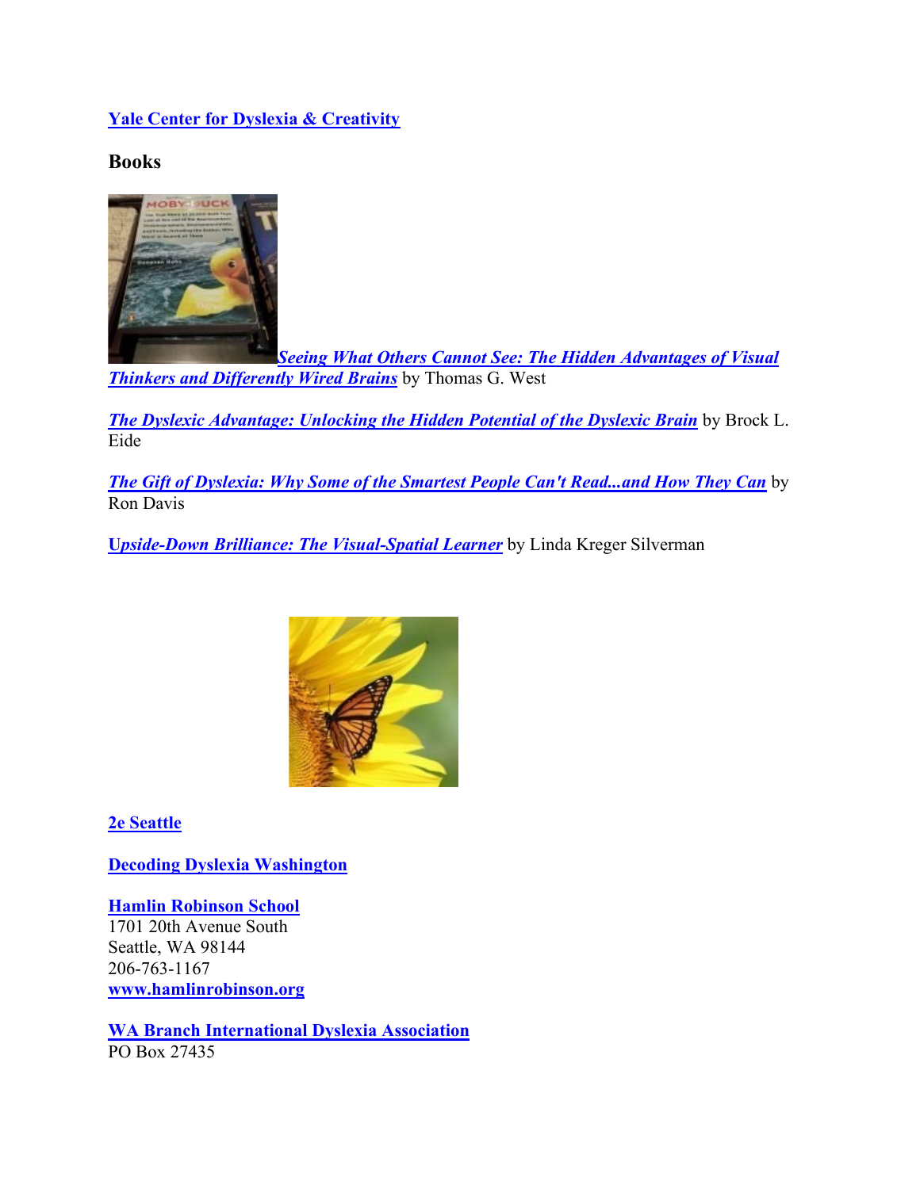**Yale Center for Dyslexia & Creativity**

### Books

***Seeing What Others Cannot See: The Hidden Advantages of Visual Thinkers and Differently Wired Brains*** by Thomas G. West

***The Dyslexic Advantage: Unlocking the Hidden Potential of the Dyslexic Brain*** by Brock L. Eide

***The Gift of Dyslexia: Why Some of the Smartest People Can't Read...and How They Can*** by Ron Davis

***Upside-Down Brilliance: The Visual-Spatial Learner*** by Linda Kreger Silverman

**2e Seattle**

**Decoding Dyslexia Washington**

**Hamlin Robinson School**
1701 20th Avenue South
Seattle, WA 98144
206-763-1167
**www.hamlinrobinson.org**

**WA Branch International Dyslexia Association**
PO Box 27435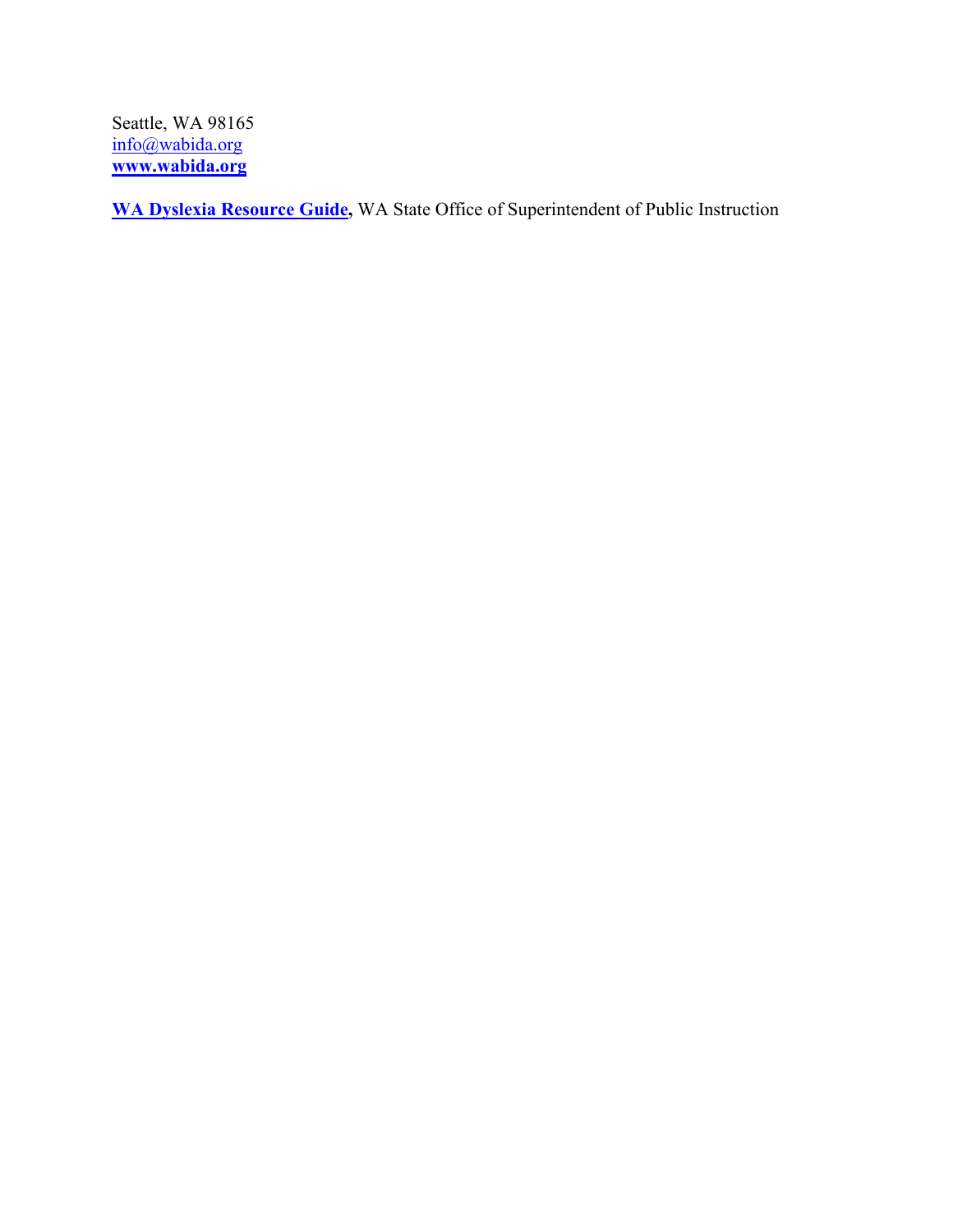Seattle, WA 98165
info@wabida.org
**www.wabida.org**

**WA Dyslexia Resource Guide,** WA State Office of Superintendent of Public Instruction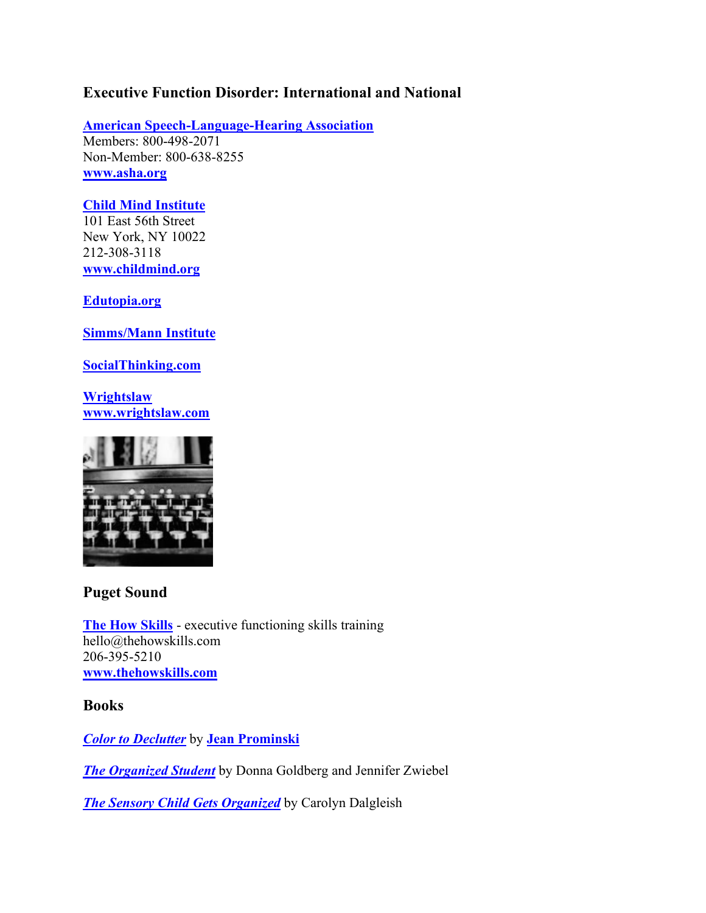### Executive Function Disorder: International and National

**American Speech-Language-Hearing Association**
Members: 800-498-2071
Non-Member: 800-638-8255
**www.asha.org**

**Child Mind Institute**
101 East 56th Street
New York, NY 10022
212-308-3118
**www.childmind.org**

**Edutopia.org**

**Simms/Mann Institute**

**SocialThinking.com**

**Wrightslaw**
**www.wrightslaw.com**

### Puget Sound

**The How Skills** - executive functioning skills training
hello@thehowskills.com
206-395-5210
**www.thehowskills.com**

### Books

***Color to Declutter*** by **Jean Prominski**

***The Organized Student*** by Donna Goldberg and Jennifer Zwiebel

***The Sensory Child Gets Organized*** by Carolyn Dalgleish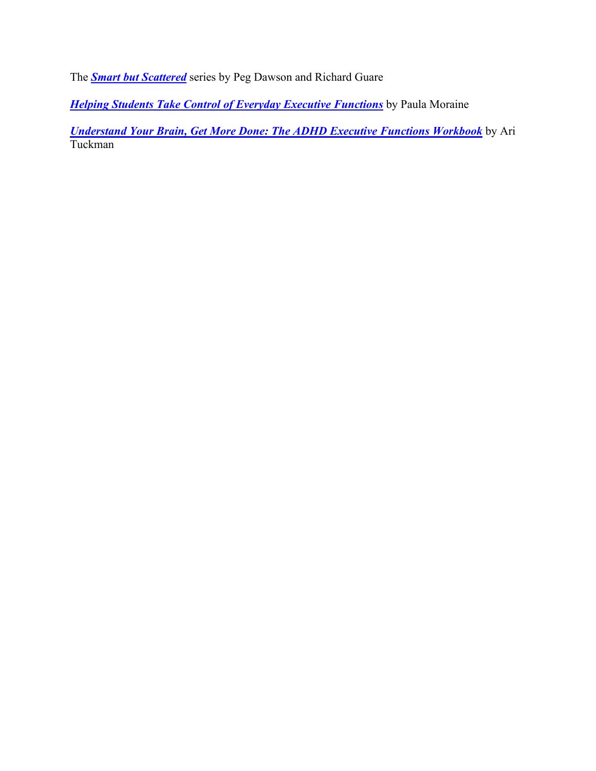The ***Smart but Scattered*** series by Peg Dawson and Richard Guare

***Helping Students Take Control of Everyday Executive Functions*** by Paula Moraine

***Understand Your Brain, Get More Done: The ADHD Executive Functions Workbook*** by Ari Tuckman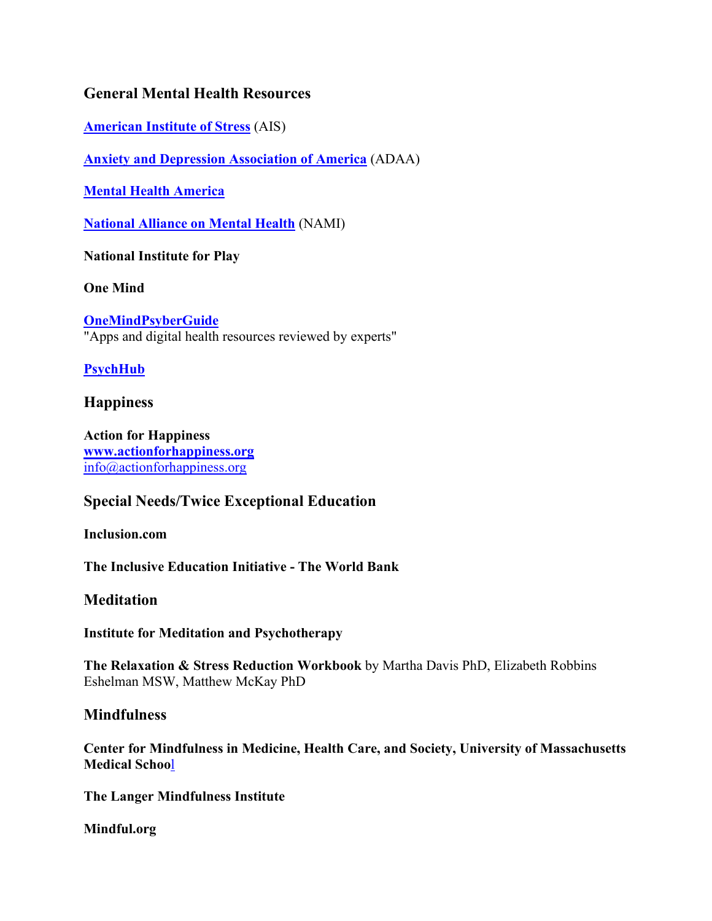## General Mental Health Resources

**American Institute of Stress** (AIS)

**Anxiety and Depression Association of America** (ADAA)

**Mental Health America**

**National Alliance on Mental Health** (NAMI)

**National Institute for Play**

**One Mind**

**OneMindPsyberGuide**
"Apps and digital health resources reviewed by experts"

**PsychHub**

## Happiness

**Action for Happiness**
**www.actionforhappiness.org**
info@actionforhappiness.org

## Special Needs/Twice Exceptional Education

**Inclusion.com**

**The Inclusive Education Initiative - The World Bank**

## Meditation

**Institute for Meditation and Psychotherapy**

**The Relaxation & Stress Reduction Workbook** by Martha Davis PhD, Elizabeth Robbins Eshelman MSW, Matthew McKay PhD

## Mindfulness

**Center for Mindfulness in Medicine, Health Care, and Society, University of Massachusetts Medical School**

**The Langer Mindfulness Institute**

**Mindful.org**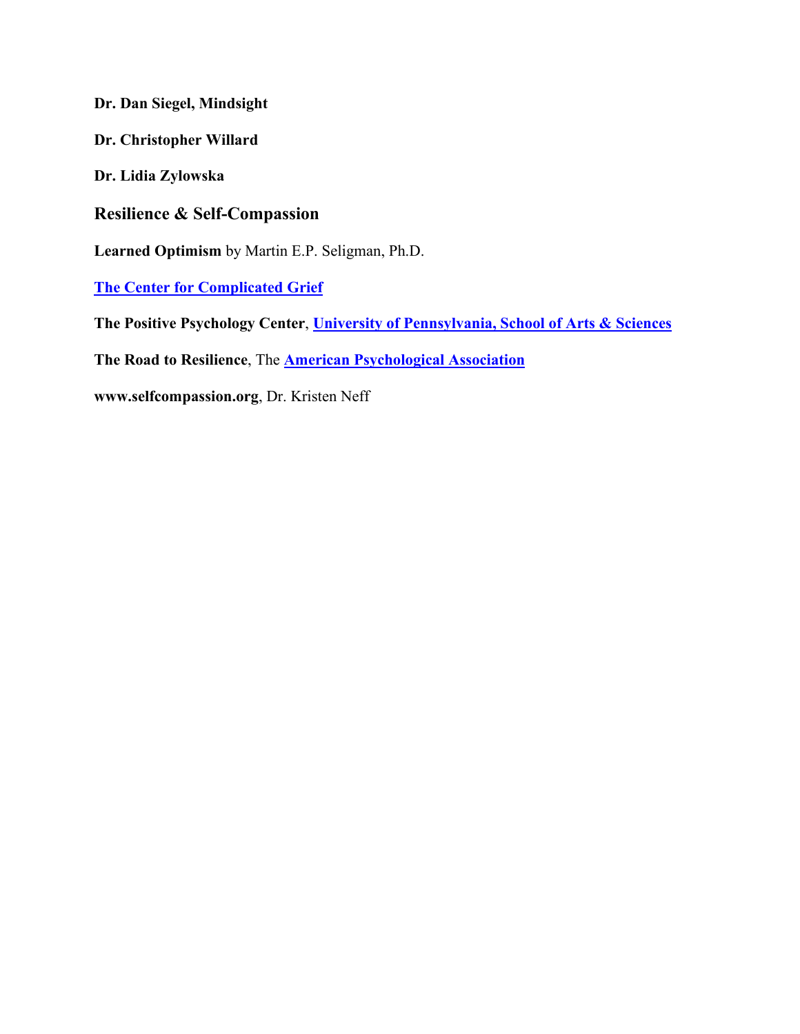**Dr. Dan Siegel, Mindsight**

**Dr. Christopher Willard**

**Dr. Lidia Zylowska**

## Resilience & Self-Compassion

**Learned Optimism** by Martin E.P. Seligman, Ph.D.

**The Center for Complicated Grief**

**The Positive Psychology Center**, **University of Pennsylvania, School of Arts & Sciences**

**The Road to Resilience**, The **American Psychological Association**

**www.selfcompassion.org**, Dr. Kristen Neff